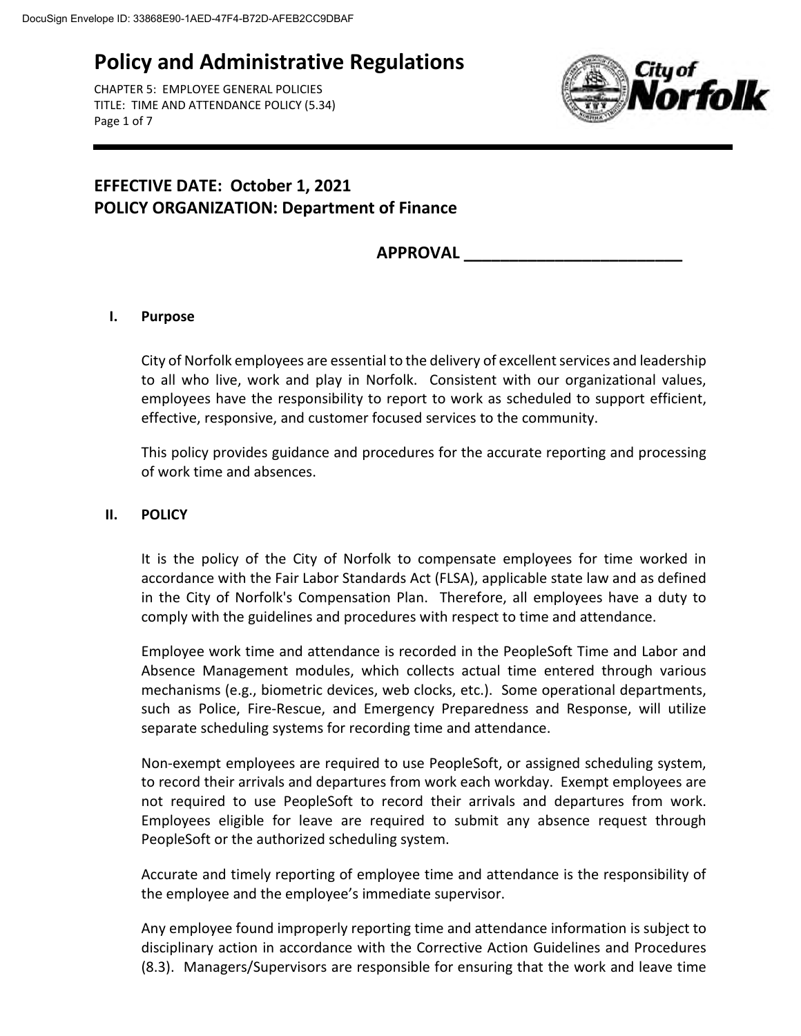# Policy and Administrative Regulations

CHAPTER 5: EMPLOYEE GENERAL POLICIES
TITLE: TIME AND ATTENDANCE POLICY (5.34)

**EFFECTIVE DATE: October 1, 2021**
**POLICY ORGANIZATION: Department of Finance**

**APPROVAL ________________________**

## I. Purpose

City of Norfolk employees are essential to the delivery of excellent services and leadership to all who live, work and play in Norfolk. Consistent with our organizational values, employees have the responsibility to report to work as scheduled to support efficient, effective, responsive, and customer focused services to the community.

This policy provides guidance and procedures for the accurate reporting and processing of work time and absences.

## II. POLICY

It is the policy of the City of Norfolk to compensate employees for time worked in accordance with the Fair Labor Standards Act (FLSA), applicable state law and as defined in the City of Norfolk's Compensation Plan. Therefore, all employees have a duty to comply with the guidelines and procedures with respect to time and attendance.

Employee work time and attendance is recorded in the PeopleSoft Time and Labor and Absence Management modules, which collects actual time entered through various mechanisms (e.g., biometric devices, web clocks, etc.). Some operational departments, such as Police, Fire-Rescue, and Emergency Preparedness and Response, will utilize separate scheduling systems for recording time and attendance.

Non-exempt employees are required to use PeopleSoft, or assigned scheduling system, to record their arrivals and departures from work each workday. Exempt employees are not required to use PeopleSoft to record their arrivals and departures from work. Employees eligible for leave are required to submit any absence request through PeopleSoft or the authorized scheduling system.

Accurate and timely reporting of employee time and attendance is the responsibility of the employee and the employee's immediate supervisor.

Any employee found improperly reporting time and attendance information is subject to disciplinary action in accordance with the Corrective Action Guidelines and Procedures (8.3). Managers/Supervisors are responsible for ensuring that the work and leave time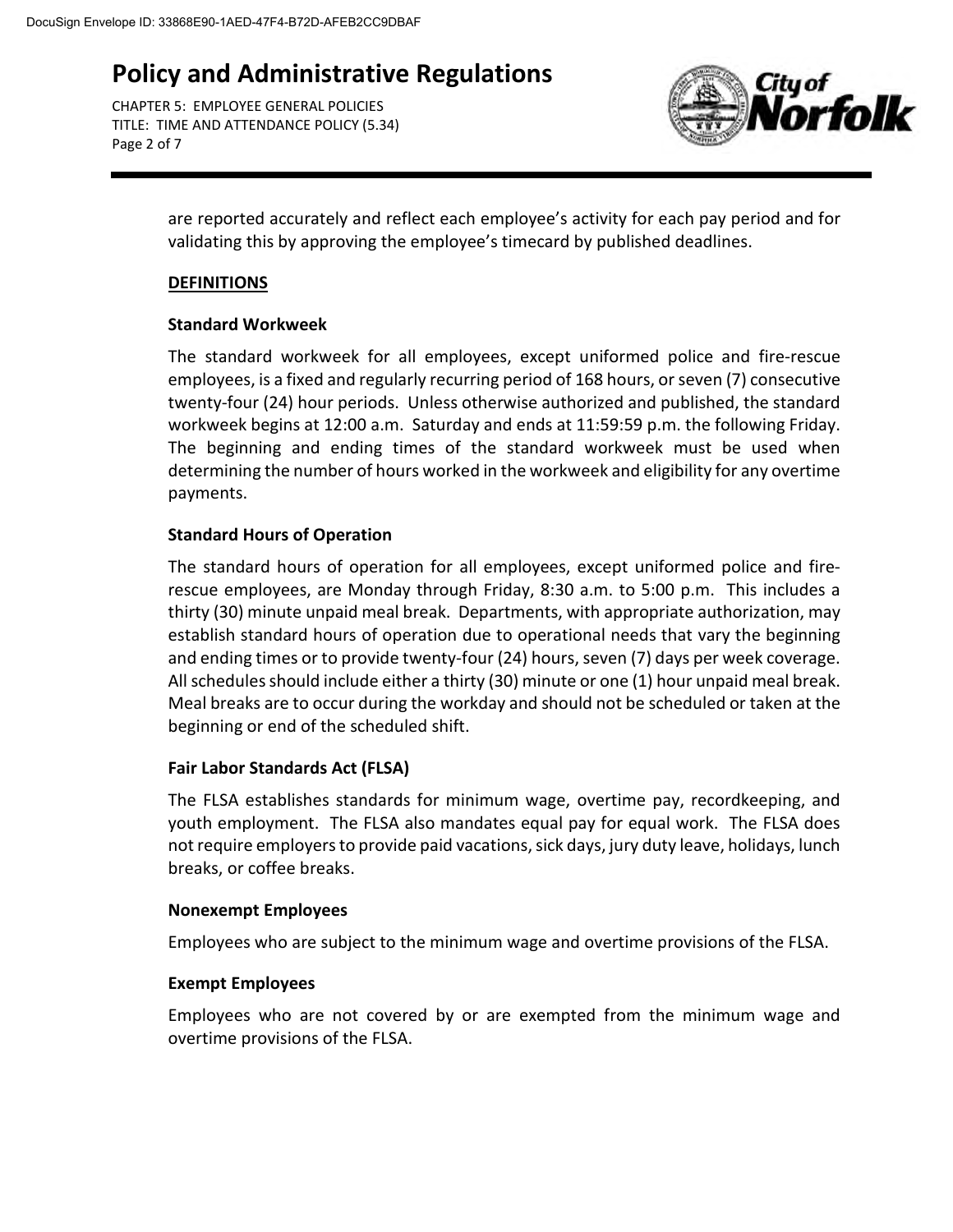are reported accurately and reflect each employee's activity for each pay period and for validating this by approving the employee's timecard by published deadlines.

## DEFINITIONS

### Standard Workweek

The standard workweek for all employees, except uniformed police and fire-rescue employees, is a fixed and regularly recurring period of 168 hours, or seven (7) consecutive twenty-four (24) hour periods. Unless otherwise authorized and published, the standard workweek begins at 12:00 a.m. Saturday and ends at 11:59:59 p.m. the following Friday. The beginning and ending times of the standard workweek must be used when determining the number of hours worked in the workweek and eligibility for any overtime payments.

### Standard Hours of Operation

The standard hours of operation for all employees, except uniformed police and fire-rescue employees, are Monday through Friday, 8:30 a.m. to 5:00 p.m. This includes a thirty (30) minute unpaid meal break. Departments, with appropriate authorization, may establish standard hours of operation due to operational needs that vary the beginning and ending times or to provide twenty-four (24) hours, seven (7) days per week coverage. All schedules should include either a thirty (30) minute or one (1) hour unpaid meal break. Meal breaks are to occur during the workday and should not be scheduled or taken at the beginning or end of the scheduled shift.

### Fair Labor Standards Act (FLSA)

The FLSA establishes standards for minimum wage, overtime pay, recordkeeping, and youth employment. The FLSA also mandates equal pay for equal work. The FLSA does not require employers to provide paid vacations, sick days, jury duty leave, holidays, lunch breaks, or coffee breaks.

### Nonexempt Employees

Employees who are subject to the minimum wage and overtime provisions of the FLSA.

### Exempt Employees

Employees who are not covered by or are exempted from the minimum wage and overtime provisions of the FLSA.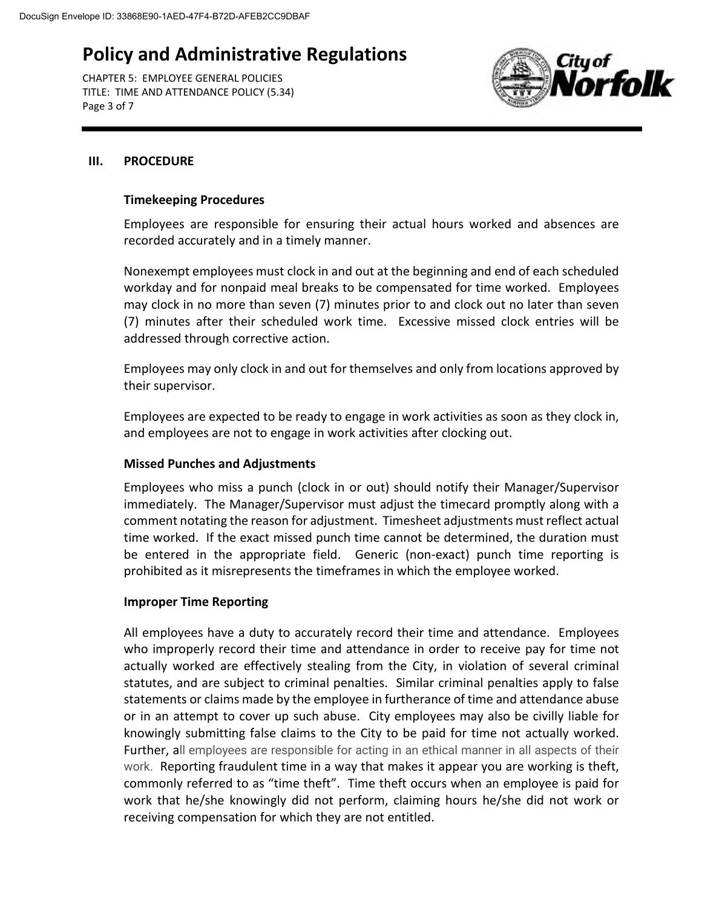## III. PROCEDURE

### Timekeeping Procedures

Employees are responsible for ensuring their actual hours worked and absences are recorded accurately and in a timely manner.

Nonexempt employees must clock in and out at the beginning and end of each scheduled workday and for nonpaid meal breaks to be compensated for time worked. Employees may clock in no more than seven (7) minutes prior to and clock out no later than seven (7) minutes after their scheduled work time. Excessive missed clock entries will be addressed through corrective action.

Employees may only clock in and out for themselves and only from locations approved by their supervisor.

Employees are expected to be ready to engage in work activities as soon as they clock in, and employees are not to engage in work activities after clocking out.

### Missed Punches and Adjustments

Employees who miss a punch (clock in or out) should notify their Manager/Supervisor immediately. The Manager/Supervisor must adjust the timecard promptly along with a comment notating the reason for adjustment. Timesheet adjustments must reflect actual time worked. If the exact missed punch time cannot be determined, the duration must be entered in the appropriate field. Generic (non-exact) punch time reporting is prohibited as it misrepresents the timeframes in which the employee worked.

### Improper Time Reporting

All employees have a duty to accurately record their time and attendance. Employees who improperly record their time and attendance in order to receive pay for time not actually worked are effectively stealing from the City, in violation of several criminal statutes, and are subject to criminal penalties. Similar criminal penalties apply to false statements or claims made by the employee in furtherance of time and attendance abuse or in an attempt to cover up such abuse. City employees may also be civilly liable for knowingly submitting false claims to the City to be paid for time not actually worked. Further, all employees are responsible for acting in an ethical manner in all aspects of their work. Reporting fraudulent time in a way that makes it appear you are working is theft, commonly referred to as "time theft". Time theft occurs when an employee is paid for work that he/she knowingly did not perform, claiming hours he/she did not work or receiving compensation for which they are not entitled.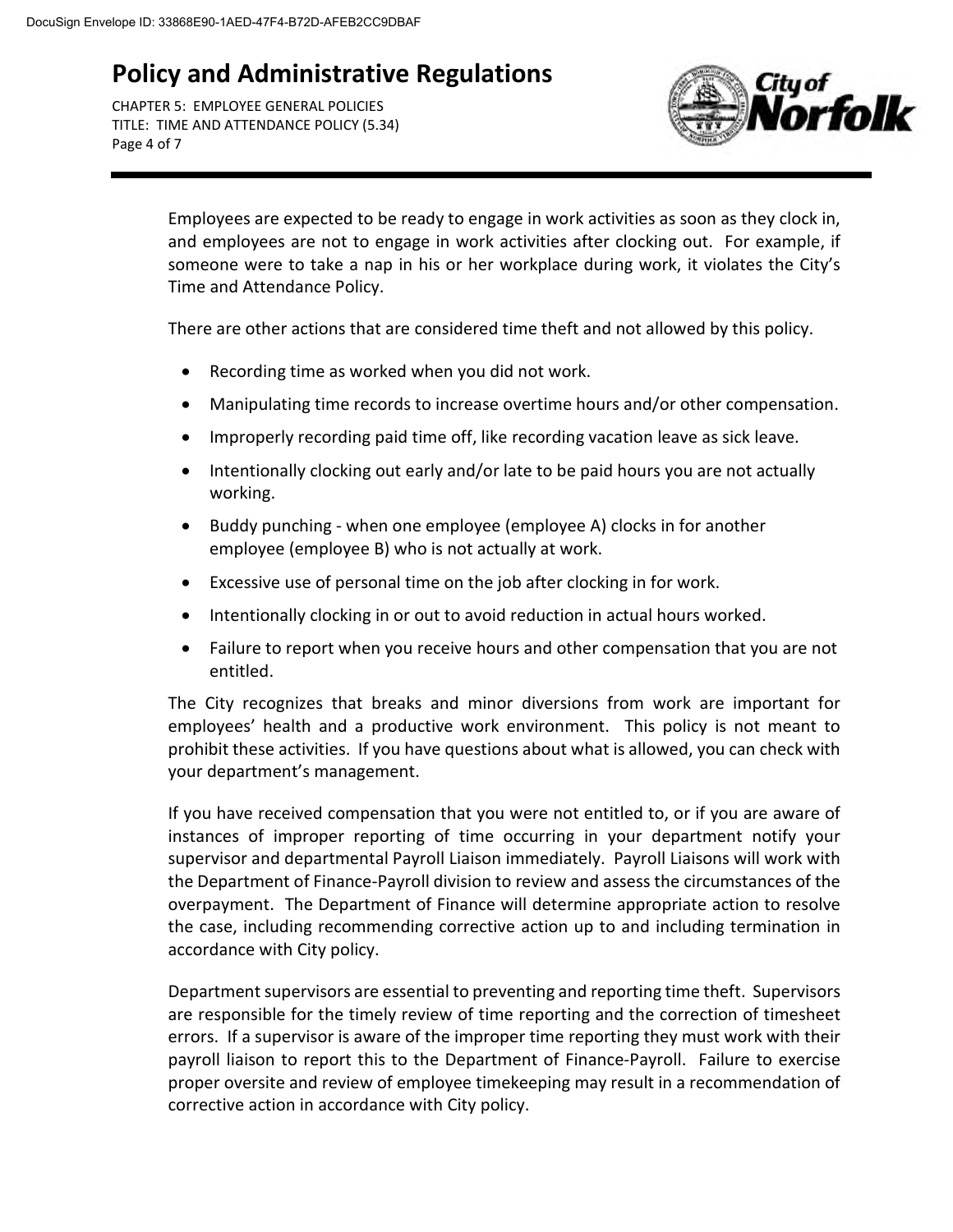Employees are expected to be ready to engage in work activities as soon as they clock in, and employees are not to engage in work activities after clocking out. For example, if someone were to take a nap in his or her workplace during work, it violates the City's Time and Attendance Policy.

There are other actions that are considered time theft and not allowed by this policy.

- Recording time as worked when you did not work.
- Manipulating time records to increase overtime hours and/or other compensation.
- Improperly recording paid time off, like recording vacation leave as sick leave.
- Intentionally clocking out early and/or late to be paid hours you are not actually working.
- Buddy punching - when one employee (employee A) clocks in for another employee (employee B) who is not actually at work.
- Excessive use of personal time on the job after clocking in for work.
- Intentionally clocking in or out to avoid reduction in actual hours worked.
- Failure to report when you receive hours and other compensation that you are not entitled.

The City recognizes that breaks and minor diversions from work are important for employees' health and a productive work environment. This policy is not meant to prohibit these activities. If you have questions about what is allowed, you can check with your department's management.

If you have received compensation that you were not entitled to, or if you are aware of instances of improper reporting of time occurring in your department notify your supervisor and departmental Payroll Liaison immediately. Payroll Liaisons will work with the Department of Finance-Payroll division to review and assess the circumstances of the overpayment. The Department of Finance will determine appropriate action to resolve the case, including recommending corrective action up to and including termination in accordance with City policy.

Department supervisors are essential to preventing and reporting time theft. Supervisors are responsible for the timely review of time reporting and the correction of timesheet errors. If a supervisor is aware of the improper time reporting they must work with their payroll liaison to report this to the Department of Finance-Payroll. Failure to exercise proper oversite and review of employee timekeeping may result in a recommendation of corrective action in accordance with City policy.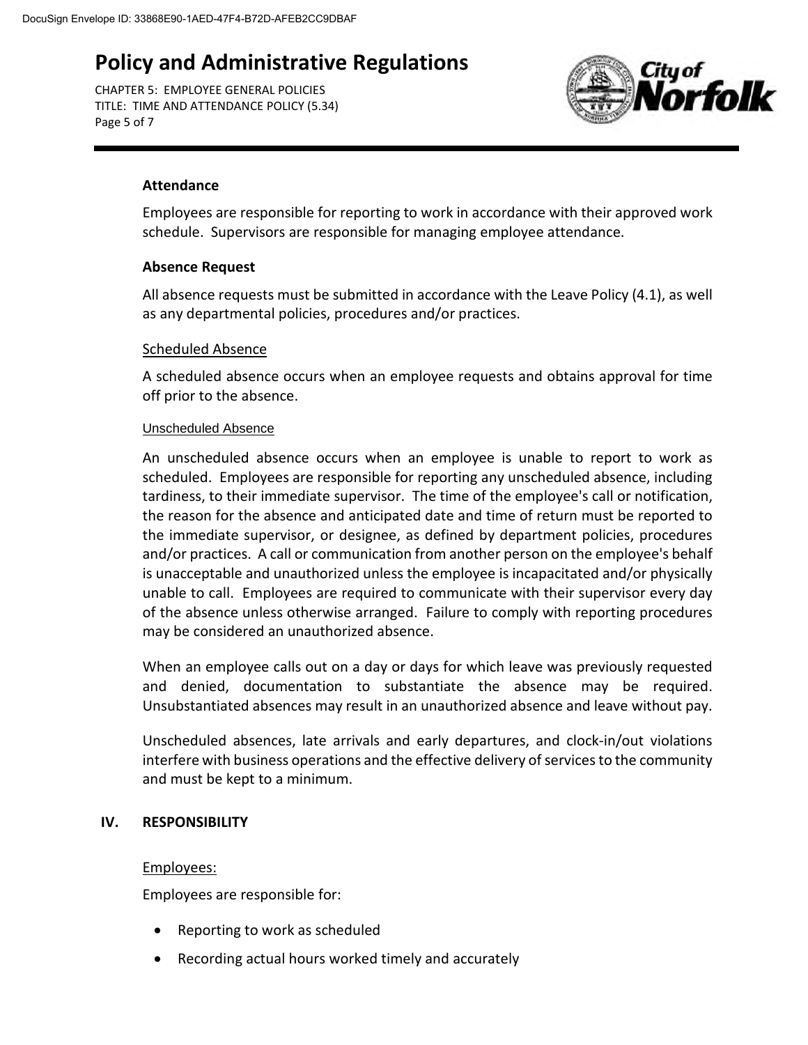**Attendance**

Employees are responsible for reporting to work in accordance with their approved work schedule. Supervisors are responsible for managing employee attendance.

**Absence Request**

All absence requests must be submitted in accordance with the Leave Policy (4.1), as well as any departmental policies, procedures and/or practices.

Scheduled Absence

A scheduled absence occurs when an employee requests and obtains approval for time off prior to the absence.

Unscheduled Absence

An unscheduled absence occurs when an employee is unable to report to work as scheduled. Employees are responsible for reporting any unscheduled absence, including tardiness, to their immediate supervisor. The time of the employee's call or notification, the reason for the absence and anticipated date and time of return must be reported to the immediate supervisor, or designee, as defined by department policies, procedures and/or practices. A call or communication from another person on the employee's behalf is unacceptable and unauthorized unless the employee is incapacitated and/or physically unable to call. Employees are required to communicate with their supervisor every day of the absence unless otherwise arranged. Failure to comply with reporting procedures may be considered an unauthorized absence.

When an employee calls out on a day or days for which leave was previously requested and denied, documentation to substantiate the absence may be required. Unsubstantiated absences may result in an unauthorized absence and leave without pay.

Unscheduled absences, late arrivals and early departures, and clock-in/out violations interfere with business operations and the effective delivery of services to the community and must be kept to a minimum.

## IV. RESPONSIBILITY

Employees:

Employees are responsible for:

- Reporting to work as scheduled
- Recording actual hours worked timely and accurately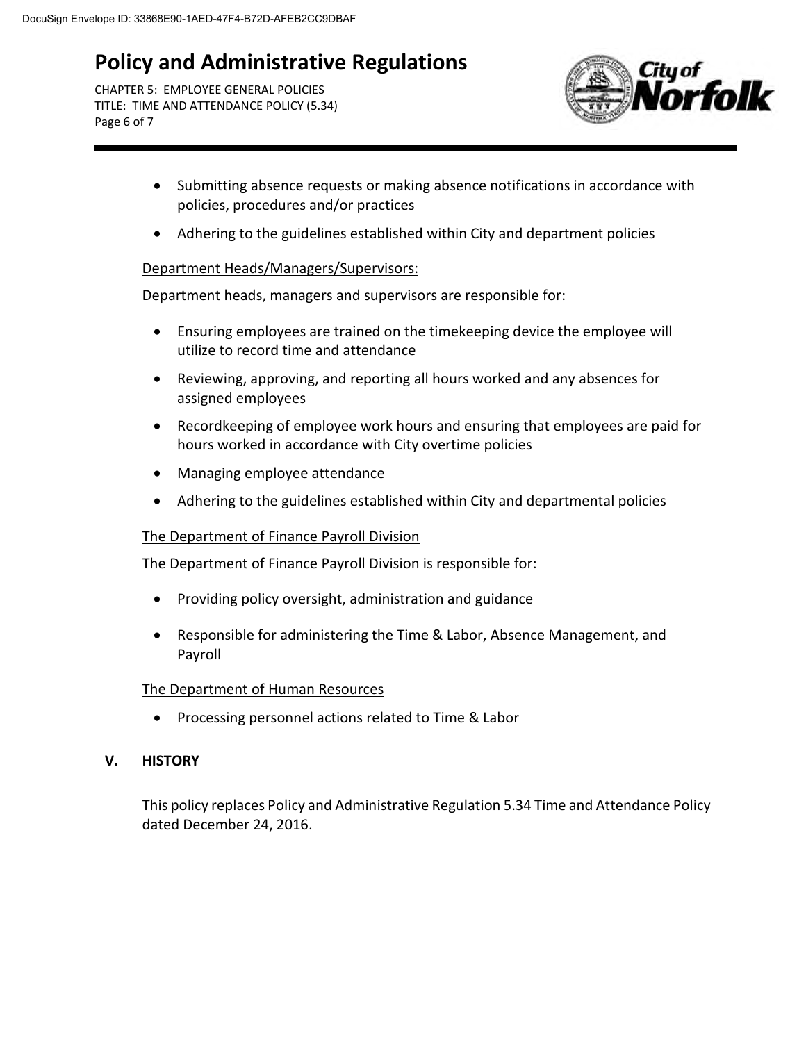- Submitting absence requests or making absence notifications in accordance with policies, procedures and/or practices
- Adhering to the guidelines established within City and department policies

Department Heads/Managers/Supervisors:

Department heads, managers and supervisors are responsible for:

- Ensuring employees are trained on the timekeeping device the employee will utilize to record time and attendance
- Reviewing, approving, and reporting all hours worked and any absences for assigned employees
- Recordkeeping of employee work hours and ensuring that employees are paid for hours worked in accordance with City overtime policies
- Managing employee attendance
- Adhering to the guidelines established within City and departmental policies

The Department of Finance Payroll Division

The Department of Finance Payroll Division is responsible for:

- Providing policy oversight, administration and guidance
- Responsible for administering the Time & Labor, Absence Management, and Payroll

The Department of Human Resources

- Processing personnel actions related to Time & Labor

## V. HISTORY

This policy replaces Policy and Administrative Regulation 5.34 Time and Attendance Policy dated December 24, 2016.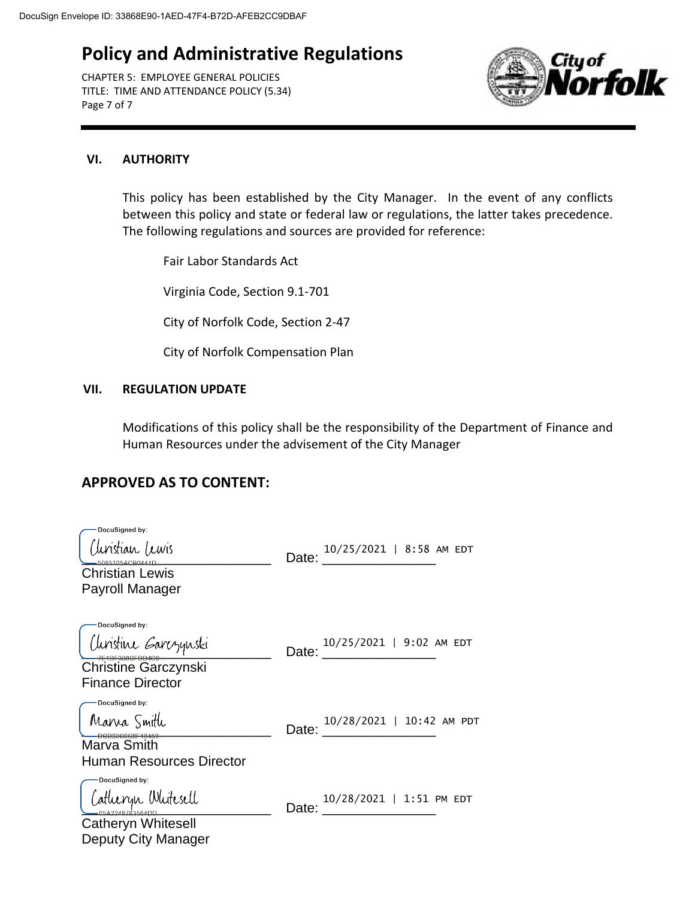## VI. AUTHORITY

This policy has been established by the City Manager. In the event of any conflicts between this policy and state or federal law or regulations, the latter takes precedence. The following regulations and sources are provided for reference:

Fair Labor Standards Act

Virginia Code, Section 9.1-701

City of Norfolk Code, Section 2-47

City of Norfolk Compensation Plan

## VII. REGULATION UPDATE

Modifications of this policy shall be the responsibility of the Department of Finance and Human Resources under the advisement of the City Manager

## APPROVED AS TO CONTENT:

DocuSigned by:
Christian Lewis
5085105ACB0441D...
Christian Lewis
Payroll Manager

Date: 10/25/2021 | 8:58 AM EDT

DocuSigned by:
Christine Garczynski
7E1DF338CFDD4D0...
Christine Garczynski
Finance Director

Date: 10/25/2021 | 9:02 AM EDT

DocuSigned by:
Marva Smith
DCD33C6C8F18459...
Marva Smith
Human Resources Director

Date: 10/28/2021 | 10:42 AM PDT

DocuSigned by:
Catheryn Whitesell
05A2248763564DD...
Catheryn Whitesell
Deputy City Manager

Date: 10/28/2021 | 1:51 PM EDT